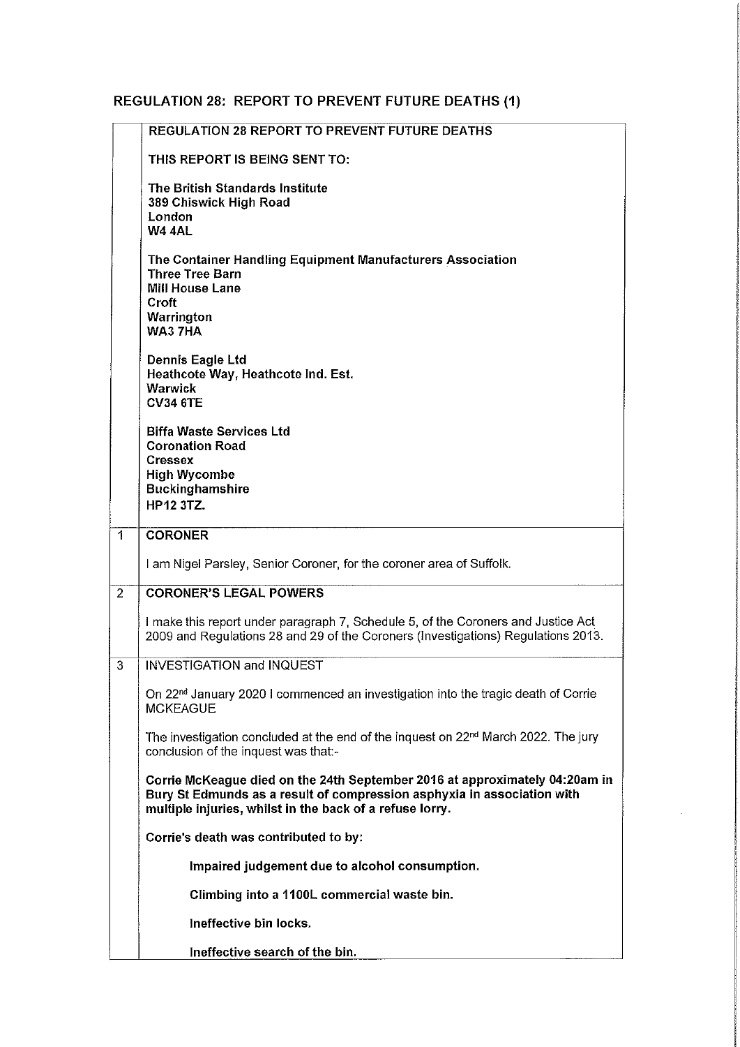## REGULATION 28: REPORT TO PREVENT FUTURE DEATHS (1)

**REGULATION 28 REPORT TO PREVENT FUTURE DEATHS**

**THIS REPORT IS BEING SENT TO:**

**The British Standards Institute**
**389 Chiswick High Road**
**London**
**W4 4AL**

**The Container Handling Equipment Manufacturers Association**
**Three Tree Barn**
**Mill House Lane**
**Croft**
**Warrington**
**WA3 7HA**

**Dennis Eagle Ltd**
**Heathcote Way, Heathcote Ind. Est.**
**Warwick**
**CV34 6TE**

**Biffa Waste Services Ltd**
**Coronation Road**
**Cressex**
**High Wycombe**
**Buckinghamshire**
**HP12 3TZ.**

### 1 CORONER

I am Nigel Parsley, Senior Coroner, for the coroner area of Suffolk.

### 2 CORONER'S LEGAL POWERS

I make this report under paragraph 7, Schedule 5, of the Coroners and Justice Act 2009 and Regulations 28 and 29 of the Coroners (Investigations) Regulations 2013.

### 3 INVESTIGATION and INQUEST

On 22nd January 2020 I commenced an investigation into the tragic death of Corrie MCKEAGUE

The investigation concluded at the end of the inquest on 22nd March 2022. The jury conclusion of the inquest was that:-

**Corrie McKeague died on the 24th September 2016 at approximately 04:20am in Bury St Edmunds as a result of compression asphyxia in association with multiple injuries, whilst in the back of a refuse lorry.**

**Corrie's death was contributed to by:**

**Impaired judgement due to alcohol consumption.**

**Climbing into a 1100L commercial waste bin.**

**Ineffective bin locks.**

**Ineffective search of the bin.**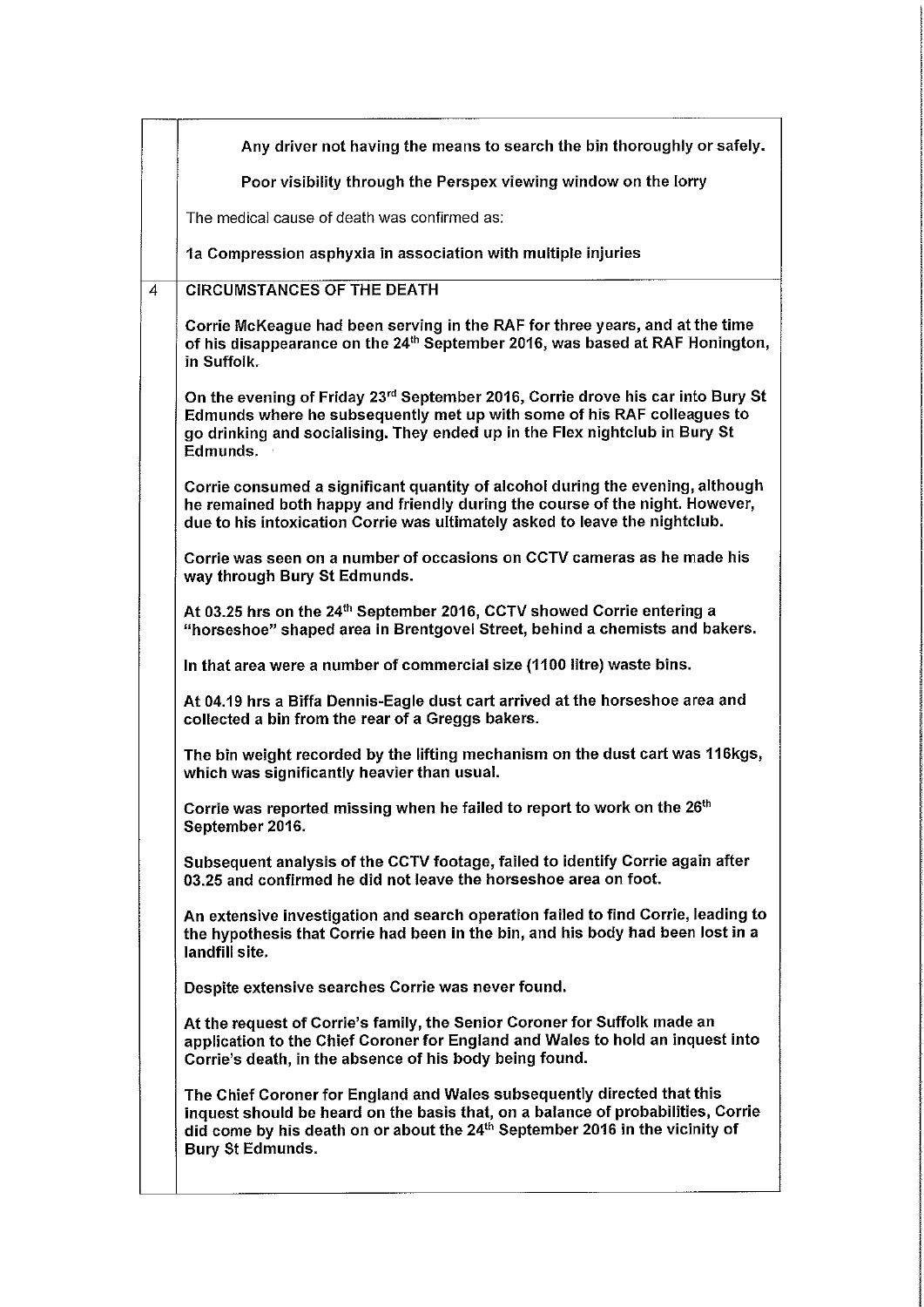Any driver not having the means to search the bin thoroughly or safely.

Poor visibility through the Perspex viewing window on the lorry

The medical cause of death was confirmed as:

1a Compression asphyxia in association with multiple injuries

## 4 CIRCUMSTANCES OF THE DEATH

Corrie McKeague had been serving in the RAF for three years, and at the time of his disappearance on the 24th September 2016, was based at RAF Honington, in Suffolk.

On the evening of Friday 23rd September 2016, Corrie drove his car into Bury St Edmunds where he subsequently met up with some of his RAF colleagues to go drinking and socialising. They ended up in the Flex nightclub in Bury St Edmunds.

Corrie consumed a significant quantity of alcohol during the evening, although he remained both happy and friendly during the course of the night. However, due to his intoxication Corrie was ultimately asked to leave the nightclub.

Corrie was seen on a number of occasions on CCTV cameras as he made his way through Bury St Edmunds.

At 03.25 hrs on the 24th September 2016, CCTV showed Corrie entering a "horseshoe" shaped area in Brentgovel Street, behind a chemists and bakers.

In that area were a number of commercial size (1100 litre) waste bins.

At 04.19 hrs a Biffa Dennis-Eagle dust cart arrived at the horseshoe area and collected a bin from the rear of a Greggs bakers.

The bin weight recorded by the lifting mechanism on the dust cart was 116kgs, which was significantly heavier than usual.

Corrie was reported missing when he failed to report to work on the 26th September 2016.

Subsequent analysis of the CCTV footage, failed to identify Corrie again after 03.25 and confirmed he did not leave the horseshoe area on foot.

An extensive investigation and search operation failed to find Corrie, leading to the hypothesis that Corrie had been in the bin, and his body had been lost in a landfill site.

Despite extensive searches Corrie was never found.

At the request of Corrie's family, the Senior Coroner for Suffolk made an application to the Chief Coroner for England and Wales to hold an inquest into Corrie's death, in the absence of his body being found.

The Chief Coroner for England and Wales subsequently directed that this inquest should be heard on the basis that, on a balance of probabilities, Corrie did come by his death on or about the 24th September 2016 in the vicinity of Bury St Edmunds.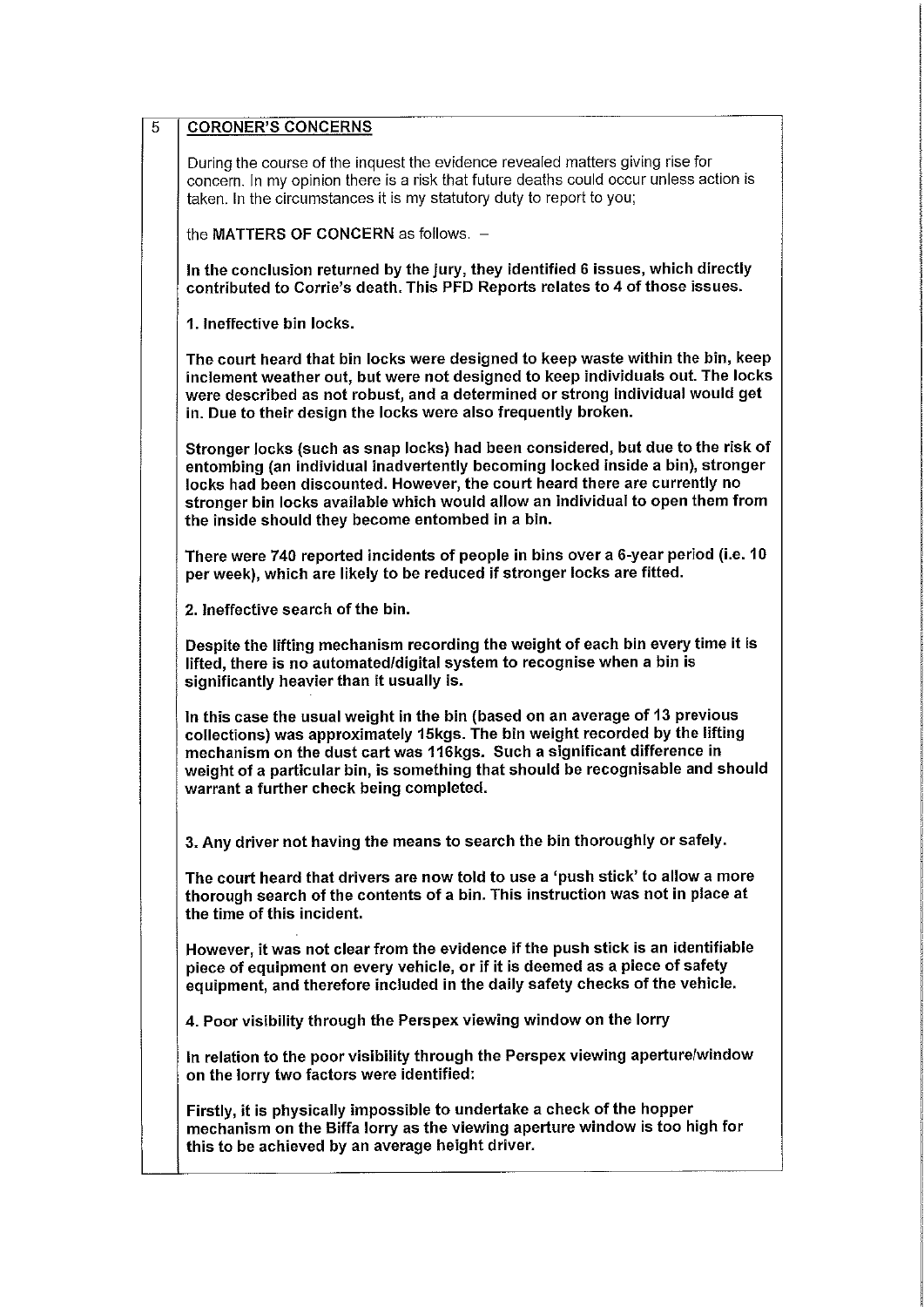## 5 CORONER'S CONCERNS

During the course of the inquest the evidence revealed matters giving rise for concern. In my opinion there is a risk that future deaths could occur unless action is taken. In the circumstances it is my statutory duty to report to you;

the **MATTERS OF CONCERN** as follows. –

**In the conclusion returned by the jury, they identified 6 issues, which directly contributed to Corrie's death. This PFD Reports relates to 4 of those issues.**

**1. Ineffective bin locks.**

**The court heard that bin locks were designed to keep waste within the bin, keep inclement weather out, but were not designed to keep individuals out. The locks were described as not robust, and a determined or strong individual would get in. Due to their design the locks were also frequently broken.**

**Stronger locks (such as snap locks) had been considered, but due to the risk of entombing (an individual inadvertently becoming locked inside a bin), stronger locks had been discounted. However, the court heard there are currently no stronger bin locks available which would allow an individual to open them from the inside should they become entombed in a bin.**

**There were 740 reported incidents of people in bins over a 6-year period (i.e. 10 per week), which are likely to be reduced if stronger locks are fitted.**

**2. Ineffective search of the bin.**

**Despite the lifting mechanism recording the weight of each bin every time it is lifted, there is no automated/digital system to recognise when a bin is significantly heavier than it usually is.**

**In this case the usual weight in the bin (based on an average of 13 previous collections) was approximately 15kgs. The bin weight recorded by the lifting mechanism on the dust cart was 116kgs. Such a significant difference in weight of a particular bin, is something that should be recognisable and should warrant a further check being completed.**

**3. Any driver not having the means to search the bin thoroughly or safely.**

**The court heard that drivers are now told to use a 'push stick' to allow a more thorough search of the contents of a bin. This instruction was not in place at the time of this incident.**

**However, it was not clear from the evidence if the push stick is an identifiable piece of equipment on every vehicle, or if it is deemed as a piece of safety equipment, and therefore included in the daily safety checks of the vehicle.**

**4. Poor visibility through the Perspex viewing window on the lorry**

**In relation to the poor visibility through the Perspex viewing aperture/window on the lorry two factors were identified:**

**Firstly, it is physically impossible to undertake a check of the hopper mechanism on the Biffa lorry as the viewing aperture window is too high for this to be achieved by an average height driver.**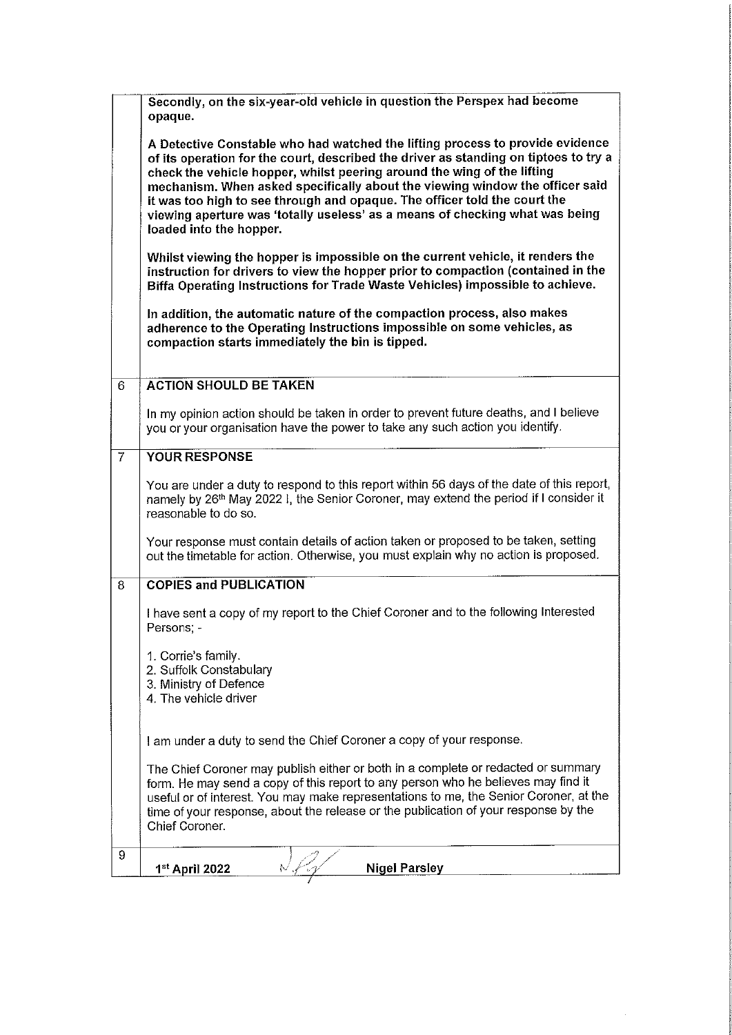**Secondly, on the six-year-old vehicle in question the Perspex had become opaque.**

**A Detective Constable who had watched the lifting process to provide evidence of its operation for the court, described the driver as standing on tiptoes to try a check the vehicle hopper, whilst peering around the wing of the lifting mechanism. When asked specifically about the viewing window the officer said it was too high to see through and opaque. The officer told the court the viewing aperture was 'totally useless' as a means of checking what was being loaded into the hopper.**

**Whilst viewing the hopper is impossible on the current vehicle, it renders the instruction for drivers to view the hopper prior to compaction (contained in the Biffa Operating Instructions for Trade Waste Vehicles) impossible to achieve.**

**In addition, the automatic nature of the compaction process, also makes adherence to the Operating Instructions impossible on some vehicles, as compaction starts immediately the bin is tipped.**

## 6 ACTION SHOULD BE TAKEN

In my opinion action should be taken in order to prevent future deaths, and I believe you or your organisation have the power to take any such action you identify.

## 7 YOUR RESPONSE

You are under a duty to respond to this report within 56 days of the date of this report, namely by 26th May 2022 I, the Senior Coroner, may extend the period if I consider it reasonable to do so.

Your response must contain details of action taken or proposed to be taken, setting out the timetable for action. Otherwise, you must explain why no action is proposed.

## 8 COPIES and PUBLICATION

I have sent a copy of my report to the Chief Coroner and to the following Interested Persons; -

1. Corrie's family.
2. Suffolk Constabulary
3. Ministry of Defence
4. The vehicle driver

I am under a duty to send the Chief Coroner a copy of your response.

The Chief Coroner may publish either or both in a complete or redacted or summary form. He may send a copy of this report to any person who he believes may find it useful or of interest. You may make representations to me, the Senior Coroner, at the time of your response, about the release or the publication of your response by the Chief Coroner.

## 9

**1st April 2022** **Nigel Parsley**